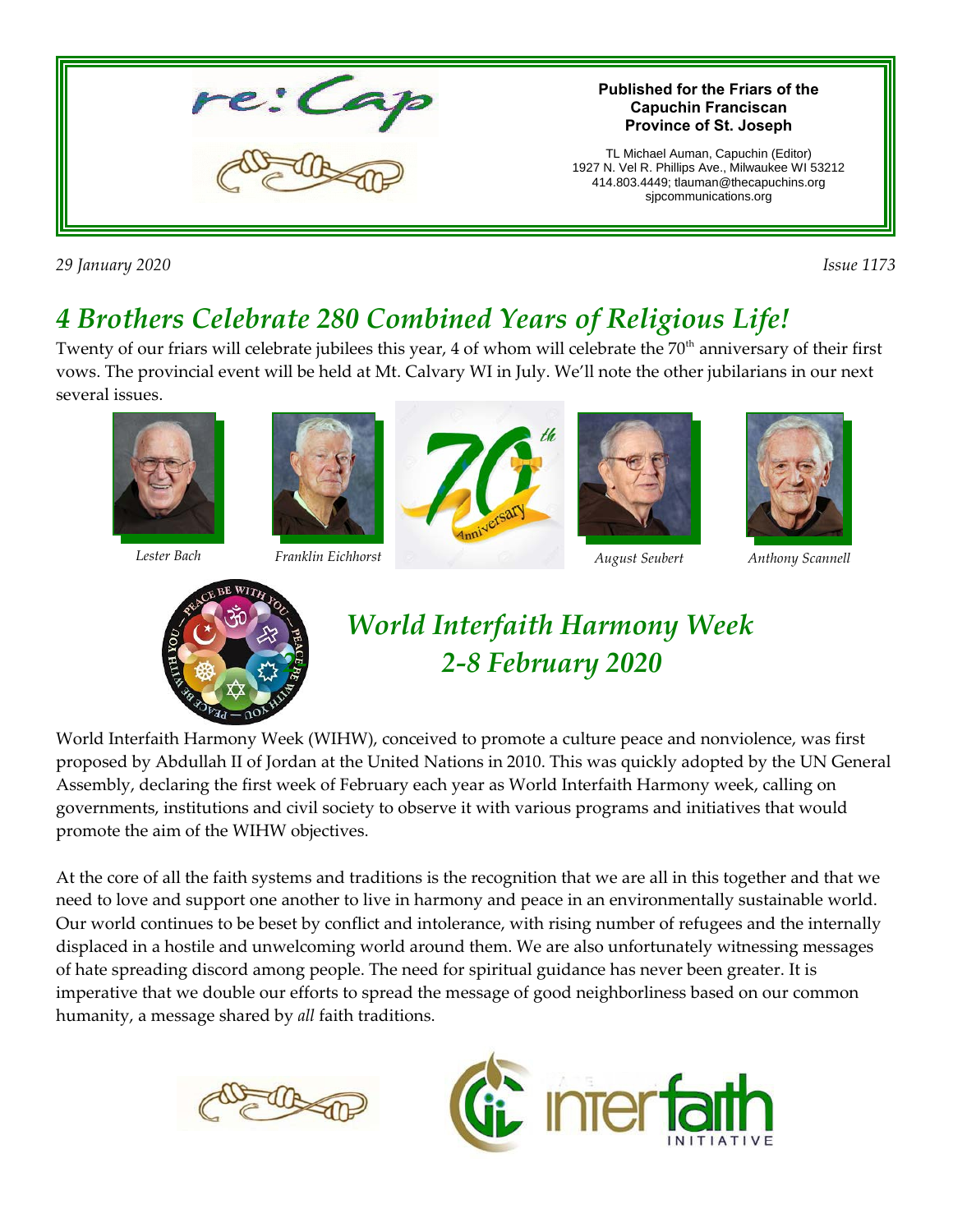# re:Cap

**Published for the Friars of the Capuchin Franciscan Province of St. Joseph**

TL Michael Auman, Capuchin (Editor)
1927 N. Vel R. Phillips Ave., Milwaukee WI 53212
414.803.4449; tlauman@thecapuchins.org
sjpcommunications.org

*29 January 2020* *Issue 1173*

## *4 Brothers Celebrate 280 Combined Years of Religious Life!*

Twenty of our friars will celebrate jubilees this year, 4 of whom will celebrate the 70th anniversary of their first vows. The provincial event will be held at Mt. Calvary WI in July. We'll note the other jubilarians in our next several issues.

*Lester Bach* *Franklin Eichhorst* *August Seubert* *Anthony Scannell*

## *World Interfaith Harmony Week 2-8 February 2020*

World Interfaith Harmony Week (WIHW), conceived to promote a culture peace and nonviolence, was first proposed by Abdullah II of Jordan at the United Nations in 2010. This was quickly adopted by the UN General Assembly, declaring the first week of February each year as World Interfaith Harmony week, calling on governments, institutions and civil society to observe it with various programs and initiatives that would promote the aim of the WIHW objectives.

At the core of all the faith systems and traditions is the recognition that we are all in this together and that we need to love and support one another to live in harmony and peace in an environmentally sustainable world. Our world continues to be beset by conflict and intolerance, with rising number of refugees and the internally displaced in a hostile and unwelcoming world around them. We are also unfortunately witnessing messages of hate spreading discord among people. The need for spiritual guidance has never been greater. It is imperative that we double our efforts to spread the message of good neighborliness based on our common humanity, a message shared by *all* faith traditions.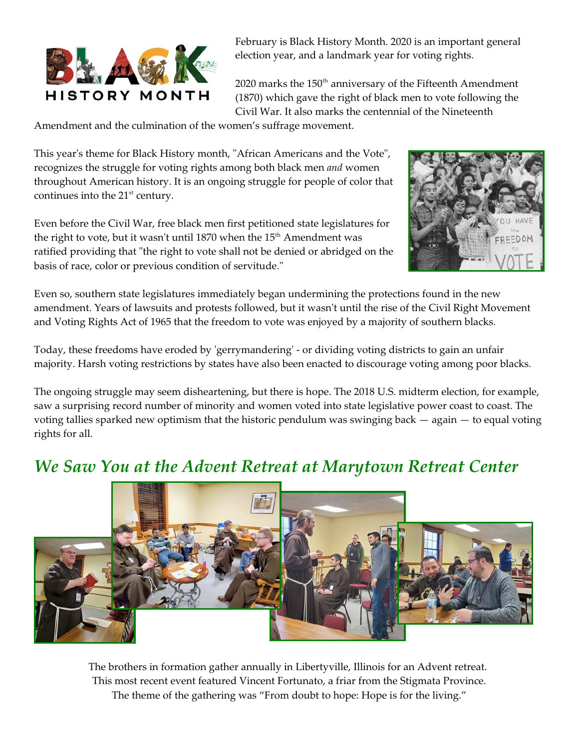February is Black History Month. 2020 is an important general election year, and a landmark year for voting rights.

2020 marks the 150th anniversary of the Fifteenth Amendment (1870) which gave the right of black men to vote following the Civil War. It also marks the centennial of the Nineteenth Amendment and the culmination of the women's suffrage movement.

This year's theme for Black History month, "African Americans and the Vote", recognizes the struggle for voting rights among both black men *and* women throughout American history. It is an ongoing struggle for people of color that continues into the 21st century.

Even before the Civil War, free black men first petitioned state legislatures for the right to vote, but it wasn't until 1870 when the 15th Amendment was ratified providing that "the right to vote shall not be denied or abridged on the basis of race, color or previous condition of servitude."

Even so, southern state legislatures immediately began undermining the protections found in the new amendment. Years of lawsuits and protests followed, but it wasn't until the rise of the Civil Right Movement and Voting Rights Act of 1965 that the freedom to vote was enjoyed by a majority of southern blacks.

Today, these freedoms have eroded by 'gerrymandering' - or dividing voting districts to gain an unfair majority. Harsh voting restrictions by states have also been enacted to discourage voting among poor blacks.

The ongoing struggle may seem disheartening, but there is hope. The 2018 U.S. midterm election, for example, saw a surprising record number of minority and women voted into state legislative power coast to coast. The voting tallies sparked new optimism that the historic pendulum was swinging back — again — to equal voting rights for all.

## *We Saw You at the Advent Retreat at Marytown Retreat Center*

The brothers in formation gather annually in Libertyville, Illinois for an Advent retreat. This most recent event featured Vincent Fortunato, a friar from the Stigmata Province. The theme of the gathering was "From doubt to hope: Hope is for the living."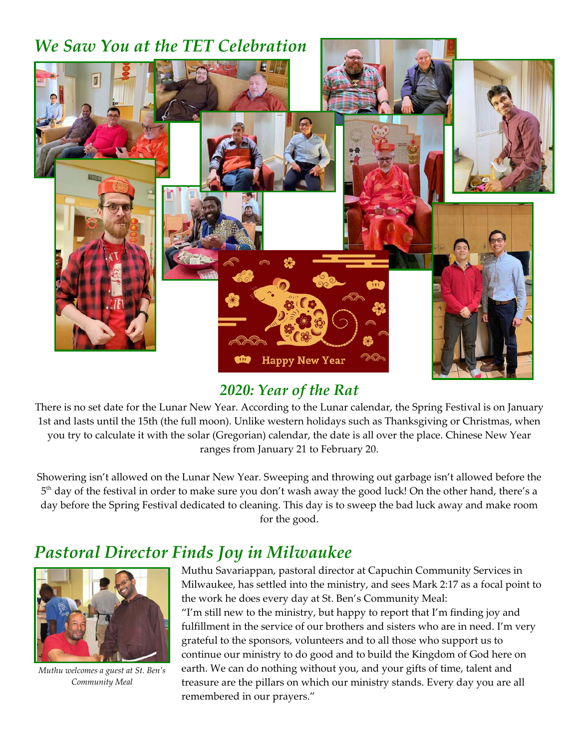## *We Saw You at the TET Celebration*

### *2020: Year of the Rat*

There is no set date for the Lunar New Year. According to the Lunar calendar, the Spring Festival is on January 1st and lasts until the 15th (the full moon). Unlike western holidays such as Thanksgiving or Christmas, when you try to calculate it with the solar (Gregorian) calendar, the date is all over the place. Chinese New Year ranges from January 21 to February 20.

Showering isn't allowed on the Lunar New Year. Sweeping and throwing out garbage isn't allowed before the 5th day of the festival in order to make sure you don't wash away the good luck! On the other hand, there's a day before the Spring Festival dedicated to cleaning. This day is to sweep the bad luck away and make room for the good.

## *Pastoral Director Finds Joy in Milwaukee*

*Muthu welcomes a guest at St. Ben's Community Meal*

Muthu Savariappan, pastoral director at Capuchin Community Services in Milwaukee, has settled into the ministry, and sees Mark 2:17 as a focal point to the work he does every day at St. Ben's Community Meal:

"I'm still new to the ministry, but happy to report that I'm finding joy and fulfillment in the service of our brothers and sisters who are in need. I'm very grateful to the sponsors, volunteers and to all those who support us to continue our ministry to do good and to build the Kingdom of God here on earth. We can do nothing without you, and your gifts of time, talent and treasure are the pillars on which our ministry stands. Every day you are all remembered in our prayers."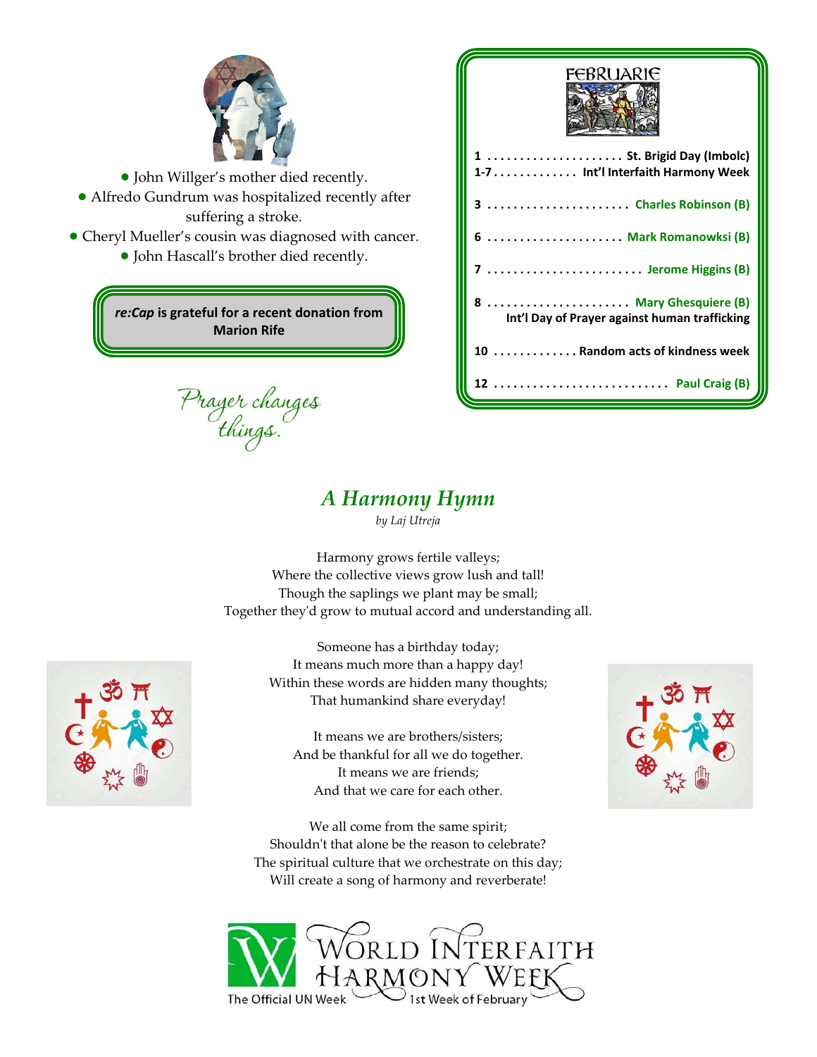- John Willger's mother died recently.
- Alfredo Gundrum was hospitalized recently after suffering a stroke.
- Cheryl Mueller's cousin was diagnosed with cancer.
- John Hascall's brother died recently.

***re:Cap*** **is grateful for a recent donation from Marion Rife**

*Prayer changes things.*

## FEBRUARIE

**1** . . . . . . . . . . . . . . . . . . . . **St. Brigid Day (Imbolc)**
**1-7** . . . . . . . . . . . . **Int'l Interfaith Harmony Week**

**3** . . . . . . . . . . . . . . . . . . . . . **Charles Robinson (B)**

**6** . . . . . . . . . . . . . . . . . . . . **Mark Romanowksi (B)**

**7** . . . . . . . . . . . . . . . . . . . . . . . **Jerome Higgins (B)**

**8** . . . . . . . . . . . . . . . . . . . . . **Mary Ghesquiere (B)**
**Int'l Day of Prayer against human trafficking**

**10** . . . . . . . . . . . . **Random acts of kindness week**

**12** . . . . . . . . . . . . . . . . . . . . . . . . . . **Paul Craig (B)**

## *A Harmony Hymn*

*by Laj Utreja*

Harmony grows fertile valleys;
Where the collective views grow lush and tall!
Though the saplings we plant may be small;
Together they'd grow to mutual accord and understanding all.

Someone has a birthday today;
It means much more than a happy day!
Within these words are hidden many thoughts;
That humankind share everyday!

It means we are brothers/sisters;
And be thankful for all we do together.
It means we are friends;
And that we care for each other.

We all come from the same spirit;
Shouldn't that alone be the reason to celebrate?
The spiritual culture that we orchestrate on this day;
Will create a song of harmony and reverberate!

WORLD INTERFAITH HARMONY WEEK
The Official UN Week — 1st Week of February